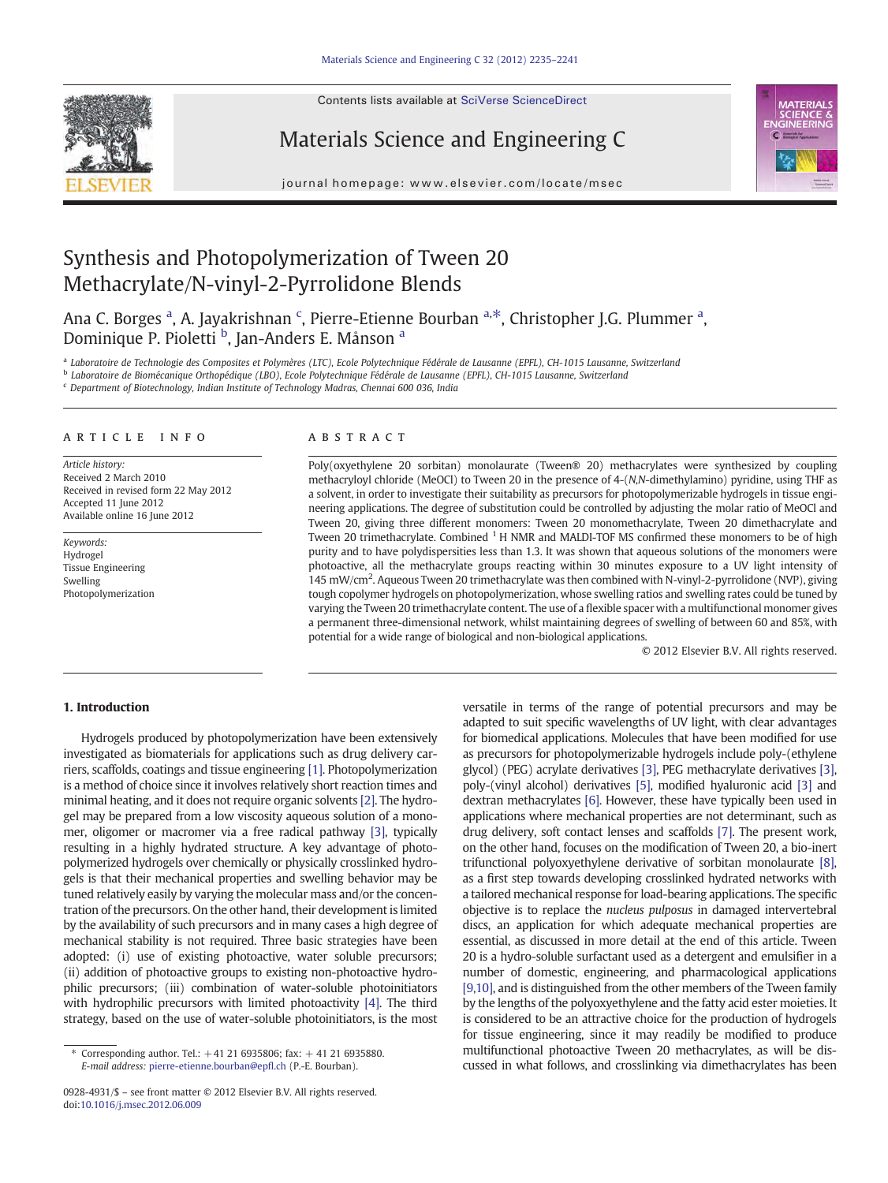# Synthesis and Photopolymerization of Tween 20 Methacrylate/N-vinyl-2-Pyrrolidone Blends

Ana C. Borges [a], A. Jayakrishnan [c], Pierre-Etienne Bourban [a,*], Christopher J.G. Plummer [a], Dominique P. Pioletti [b], Jan-Anders E. Månson [a]

[a] Laboratoire de Technologie des Composites et Polymères (LTC), Ecole Polytechnique Fédérale de Lausanne (EPFL), CH-1015 Lausanne, Switzerland
[b] Laboratoire de Biomécanique Orthopédique (LBO), Ecole Polytechnique Fédérale de Lausanne (EPFL), CH-1015 Lausanne, Switzerland
[c] Department of Biotechnology, Indian Institute of Technology Madras, Chennai 600 036, India

## ARTICLE INFO

*Article history:*
Received 2 March 2010
Received in revised form 22 May 2012
Accepted 11 June 2012
Available online 16 June 2012

*Keywords:*
Hydrogel
Tissue Engineering
Swelling
Photopolymerization

## ABSTRACT

Poly(oxyethylene 20 sorbitan) monolaurate (Tween® 20) methacrylates were synthesized by coupling methacryloyl chloride (MeOCl) to Tween 20 in the presence of 4-(*N,N*-dimethylamino) pyridine, using THF as a solvent, in order to investigate their suitability as precursors for photopolymerizable hydrogels in tissue engineering applications. The degree of substitution could be controlled by adjusting the molar ratio of MeOCl and Tween 20, giving three different monomers: Tween 20 monomethacrylate, Tween 20 dimethacrylate and Tween 20 trimethacrylate. Combined $^{1}$H NMR and MALDI-TOF MS confirmed these monomers to be of high purity and to have polydispersities less than 1.3. It was shown that aqueous solutions of the monomers were photoactive, all the methacrylate groups reacting within 30 minutes exposure to a UV light intensity of 145 mW/cm$^2$. Aqueous Tween 20 trimethacrylate was then combined with N-vinyl-2-pyrrolidone (NVP), giving tough copolymer hydrogels on photopolymerization, whose swelling ratios and swelling rates could be tuned by varying the Tween 20 trimethacrylate content. The use of a flexible spacer with a multifunctional monomer gives a permanent three-dimensional network, whilst maintaining degrees of swelling of between 60 and 85%, with potential for a wide range of biological and non-biological applications.

© 2012 Elsevier B.V. All rights reserved.

## 1. Introduction

Hydrogels produced by photopolymerization have been extensively investigated as biomaterials for applications such as drug delivery carriers, scaffolds, coatings and tissue engineering [1]. Photopolymerization is a method of choice since it involves relatively short reaction times and minimal heating, and it does not require organic solvents [2]. The hydrogel may be prepared from a low viscosity aqueous solution of a monomer, oligomer or macromer via a free radical pathway [3], typically resulting in a highly hydrated structure. A key advantage of photopolymerized hydrogels over chemically or physically crosslinked hydrogels is that their mechanical properties and swelling behavior may be tuned relatively easily by varying the molecular mass and/or the concentration of the precursors. On the other hand, their development is limited by the availability of such precursors and in many cases a high degree of mechanical stability is not required. Three basic strategies have been adopted: (i) use of existing photoactive, water soluble precursors; (ii) addition of photoactive groups to existing non-photoactive hydrophilic precursors; (iii) combination of water-soluble photoinitiators with hydrophilic precursors with limited photoactivity [4]. The third strategy, based on the use of water-soluble photoinitiators, is the most versatile in terms of the range of potential precursors and may be adapted to suit specific wavelengths of UV light, with clear advantages for biomedical applications. Molecules that have been modified for use as precursors for photopolymerizable hydrogels include poly-(ethylene glycol) (PEG) acrylate derivatives [3], PEG methacrylate derivatives [3], poly-(vinyl alcohol) derivatives [5], modified hyaluronic acid [3] and dextran methacrylates [6]. However, these have typically been used in applications where mechanical properties are not determinant, such as drug delivery, soft contact lenses and scaffolds [7]. The present work, on the other hand, focuses on the modification of Tween 20, a bio-inert trifunctional polyoxyethylene derivative of sorbitan monolaurate [8], as a first step towards developing crosslinked hydrated networks with a tailored mechanical response for load-bearing applications. The specific objective is to replace the *nucleus pulposus* in damaged intervertebral discs, an application for which adequate mechanical properties are essential, as discussed in more detail at the end of this article. Tween 20 is a hydro-soluble surfactant used as a detergent and emulsifier in a number of domestic, engineering, and pharmacological applications [9,10], and is distinguished from the other members of the Tween family by the lengths of the polyoxyethylene and the fatty acid ester moieties. It is considered to be an attractive choice for the production of hydrogels for tissue engineering, since it may readily be modified to produce multifunctional photoactive Tween 20 methacrylates, as will be discussed in what follows, and crosslinking via dimethacrylates has been

* Corresponding author. Tel.: +41 21 6935806; fax: + 41 21 6935880.
*E-mail address:* pierre-etienne.bourban@epfl.ch (P.-E. Bourban).

0928-4931/$ – see front matter © 2012 Elsevier B.V. All rights reserved.
doi:10.1016/j.msec.2012.06.009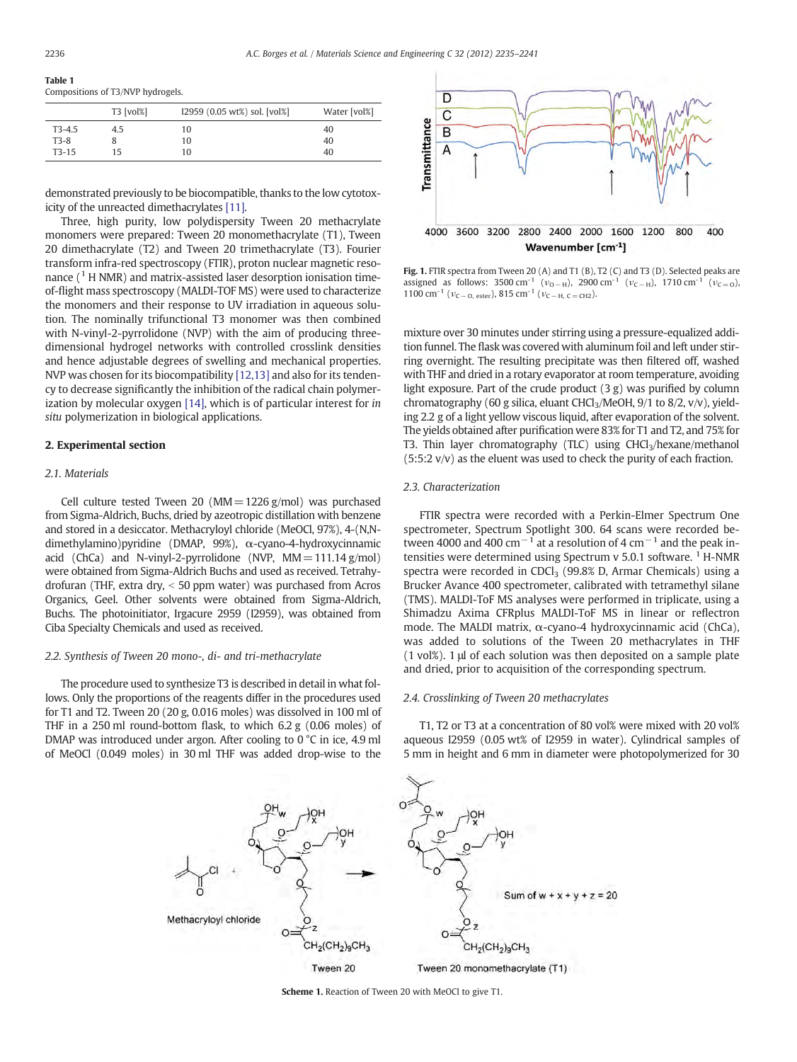**Table 1**
Compositions of T3/NVP hydrogels.

| | T3 [vol%] | I2959 (0.05 wt%) sol. [vol%] | Water [vol%] |
|---|---|---|---|
| T3-4.5 | 4.5 | 10 | 40 |
| T3-8 | 8 | 10 | 40 |
| T3-15 | 15 | 10 | 40 |

demonstrated previously to be biocompatible, thanks to the low cytotoxicity of the unreacted dimethacrylates [11].

Three, high purity, low polydispersity Tween 20 methacrylate monomers were prepared: Tween 20 monomethacrylate (T1), Tween 20 dimethacrylate (T2) and Tween 20 trimethacrylate (T3). Fourier transform infra-red spectroscopy (FTIR), proton nuclear magnetic resonance ($^1$H NMR) and matrix-assisted laser desorption ionisation time-of-flight mass spectroscopy (MALDI-TOF MS) were used to characterize the monomers and their response to UV irradiation in aqueous solution. The nominally trifunctional T3 monomer was then combined with N-vinyl-2-pyrrolidone (NVP) with the aim of producing three-dimensional hydrogel networks with controlled crosslink densities and hence adjustable degrees of swelling and mechanical properties. NVP was chosen for its biocompatibility [12,13] and also for its tendency to decrease significantly the inhibition of the radical chain polymerization by molecular oxygen [14], which is of particular interest for *in situ* polymerization in biological applications.

## 2. Experimental section

### 2.1. Materials

Cell culture tested Tween 20 (MM = 1226 g/mol) was purchased from Sigma-Aldrich, Buchs, dried by azeotropic distillation with benzene and stored in a desiccator. Methacryloyl chloride (MeOCl, 97%), 4-(N,N-dimethylamino)pyridine (DMAP, 99%), α-cyano-4-hydroxycinnamic acid (ChCa) and N-vinyl-2-pyrrolidone (NVP, MM = 111.14 g/mol) were obtained from Sigma-Aldrich Buchs and used as received. Tetrahydrofuran (THF, extra dry, < 50 ppm water) was purchased from Acros Organics, Geel. Other solvents were obtained from Sigma-Aldrich, Buchs. The photoinitiator, Irgacure 2959 (I2959), was obtained from Ciba Specialty Chemicals and used as received.

### 2.2. Synthesis of Tween 20 mono-, di- and tri-methacrylate

The procedure used to synthesize T3 is described in detail in what follows. Only the proportions of the reagents differ in the procedures used for T1 and T2. Tween 20 (20 g, 0.016 moles) was dissolved in 100 ml of THF in a 250 ml round-bottom flask, to which 6.2 g (0.06 moles) of DMAP was introduced under argon. After cooling to 0 °C in ice, 4.9 ml of MeOCl (0.049 moles) in 30 ml THF was added drop-wise to the mixture over 30 minutes under stirring using a pressure-equalized addition funnel. The flask was covered with aluminum foil and left under stirring overnight. The resulting precipitate was then filtered off, washed with THF and dried in a rotary evaporator at room temperature, avoiding light exposure. Part of the crude product (3 g) was purified by column chromatography (60 g silica, eluant $CHCl_3$/MeOH, 9/1 to 8/2, v/v), yielding 2.2 g of a light yellow viscous liquid, after evaporation of the solvent. The yields obtained after purification were 83% for T1 and T2, and 75% for T3. Thin layer chromatography (TLC) using $CHCl_3$/hexane/methanol (5:5:2 v/v) as the eluent was used to check the purity of each fraction.

**Fig. 1.** FTIR spectra from Tween 20 (A) and T1 (B), T2 (C) and T3 (D). Selected peaks are assigned as follows: 3500 cm$^{-1}$ ($\nu_{O-H}$), 2900 cm$^{-1}$ ($\nu_{C-H}$), 1710 cm$^{-1}$ ($\nu_{C=O}$), 1100 cm$^{-1}$ ($\nu_{C-O,\ ester}$), 815 cm$^{-1}$ ($\nu_{C-H,\ C=CH2}$).

### 2.3. Characterization

FTIR spectra were recorded with a Perkin-Elmer Spectrum One spectrometer, Spectrum Spotlight 300. 64 scans were recorded between 4000 and 400 cm$^{-1}$ at a resolution of 4 cm$^{-1}$ and the peak intensities were determined using Spectrum v 5.0.1 software. $^1$H-NMR spectra were recorded in $CDCl_3$ (99.8% D, Armar Chemicals) using a Brucker Avance 400 spectrometer, calibrated with tetramethyl silane (TMS). MALDI-ToF MS analyses were performed in triplicate, using a Shimadzu Axima CFRplus MALDI-ToF MS in linear or reflectron mode. The MALDI matrix, α-cyano-4 hydroxycinnamic acid (ChCa), was added to solutions of the Tween 20 methacrylates in THF (1 vol%). 1 μl of each solution was then deposited on a sample plate and dried, prior to acquisition of the corresponding spectrum.

### 2.4. Crosslinking of Tween 20 methacrylates

T1, T2 or T3 at a concentration of 80 vol% were mixed with 20 vol% aqueous I2959 (0.05 wt% of I2959 in water). Cylindrical samples of 5 mm in height and 6 mm in diameter were photopolymerized for 30

**Scheme 1.** Reaction of Tween 20 with MeOCl to give T1.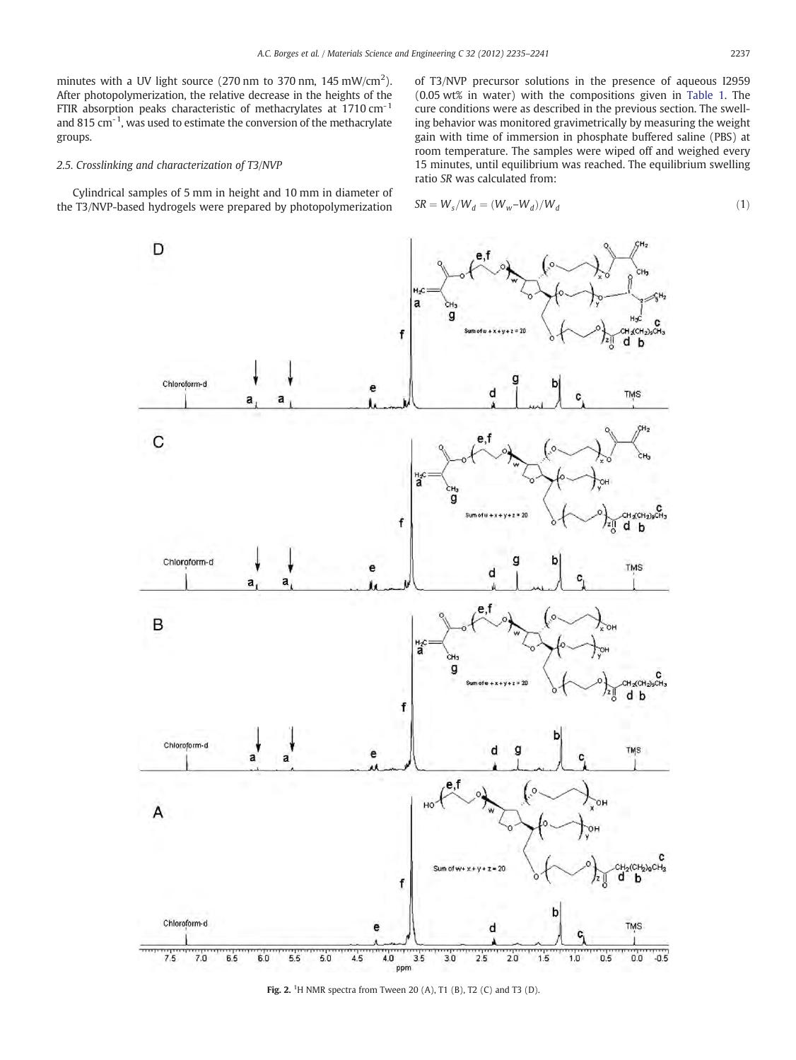minutes with a UV light source (270 nm to 370 nm, 145 mW/cm$^2$). After photopolymerization, the relative decrease in the heights of the FTIR absorption peaks characteristic of methacrylates at 1710 cm$^{-1}$ and 815 cm$^{-1}$, was used to estimate the conversion of the methacrylate groups.

### 2.5. Crosslinking and characterization of T3/NVP

Cylindrical samples of 5 mm in height and 10 mm in diameter of the T3/NVP-based hydrogels were prepared by photopolymerization of T3/NVP precursor solutions in the presence of aqueous I2959 (0.05 wt% in water) with the compositions given in Table 1. The cure conditions were as described in the previous section. The swelling behavior was monitored gravimetrically by measuring the weight gain with time of immersion in phosphate buffered saline (PBS) at room temperature. The samples were wiped off and weighed every 15 minutes, until equilibrium was reached. The equilibrium swelling ratio *SR* was calculated from:

$$SR = W_s/W_d = (W_w - W_d)/W_d \tag{1}$$

**Fig. 2.** $^1$H NMR spectra from Tween 20 (A), T1 (B), T2 (C) and T3 (D).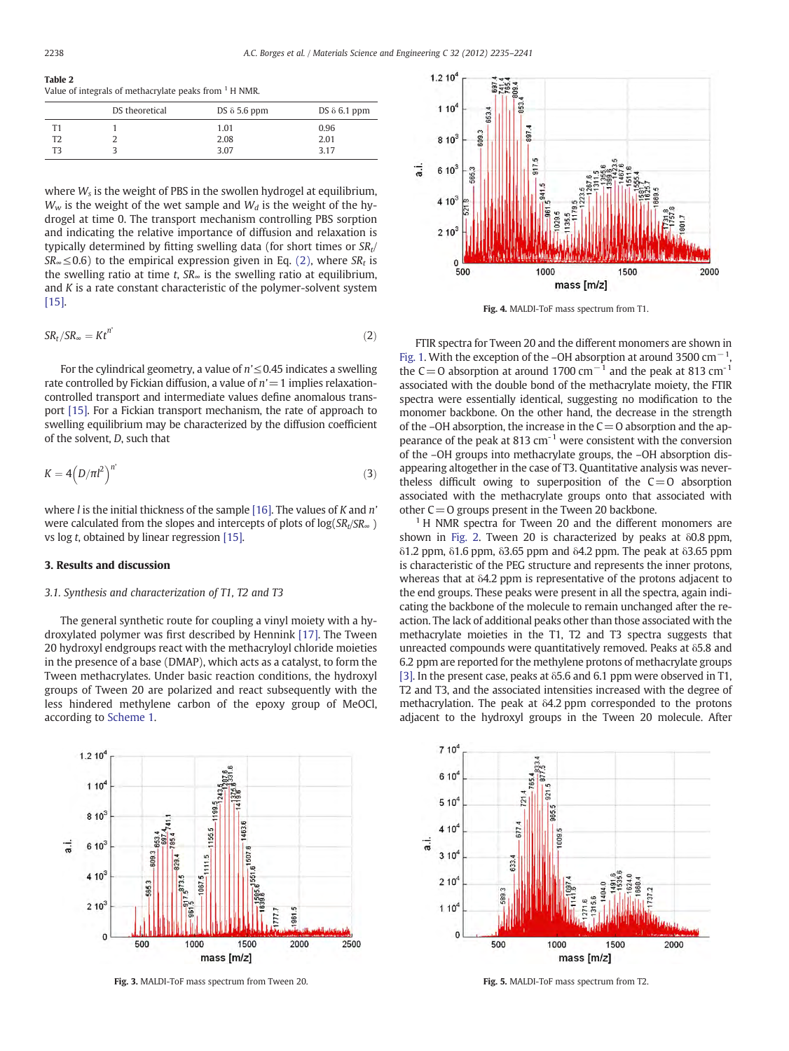**Table 2**
Value of integrals of methacrylate peaks from [1] H NMR.

| | DS theoretical | DS δ 5.6 ppm | DS δ 6.1 ppm |
|---|---|---|---|
| T1 | 1 | 1.01 | 0.96 |
| T2 | 2 | 2.08 | 2.01 |
| T3 | 3 | 3.07 | 3.17 |

where $W_s$ is the weight of PBS in the swollen hydrogel at equilibrium, $W_w$ is the weight of the wet sample and $W_d$ is the weight of the hydrogel at time 0. The transport mechanism controlling PBS sorption and indicating the relative importance of diffusion and relaxation is typically determined by fitting swelling data (for short times or $SR_t/SR_\infty \leq 0.6$) to the empirical expression given in Eq. (2), where $SR_t$ is the swelling ratio at time $t$, $SR_\infty$ is the swelling ratio at equilibrium, and $K$ is a rate constant characteristic of the polymer-solvent system [15].

$$SR_t/SR_\infty = Kt^{n'} \tag{2}$$

For the cylindrical geometry, a value of $n' \leq 0.45$ indicates a swelling rate controlled by Fickian diffusion, a value of $n' = 1$ implies relaxation-controlled transport and intermediate values define anomalous transport [15]. For a Fickian transport mechanism, the rate of approach to swelling equilibrium may be characterized by the diffusion coefficient of the solvent, $D$, such that

$$K = 4\left(D/\pi l^2\right)^{n'} \tag{3}$$

where $l$ is the initial thickness of the sample [16]. The values of $K$ and $n'$ were calculated from the slopes and intercepts of plots of $\log(SR_t/SR_\infty)$ vs $\log t$, obtained by linear regression [15].

## 3. Results and discussion

### 3.1. Synthesis and characterization of T1, T2 and T3

The general synthetic route for coupling a vinyl moiety with a hydroxylated polymer was first described by Hennink [17]. The Tween 20 hydroxyl endgroups react with the methacryloyl chloride moieties in the presence of a base (DMAP), which acts as a catalyst, to form the Tween methacrylates. Under basic reaction conditions, the hydroxyl groups of Tween 20 are polarized and react subsequently with the less hindered methylene carbon of the epoxy group of MeOCl, according to Scheme 1.

Fig. 3. MALDI-ToF mass spectrum from Tween 20.

Fig. 4. MALDI-ToF mass spectrum from T1.

FTIR spectra for Tween 20 and the different monomers are shown in Fig. 1. With the exception of the –OH absorption at around 3500 cm$^{-1}$, the C=O absorption at around 1700 cm$^{-1}$ and the peak at 813 cm$^{-1}$ associated with the double bond of the methacrylate moiety, the FTIR spectra were essentially identical, suggesting no modification to the monomer backbone. On the other hand, the decrease in the strength of the –OH absorption, the increase in the C=O absorption and the appearance of the peak at 813 cm$^{-1}$ were consistent with the conversion of the –OH groups into methacrylate groups, the –OH absorption disappearing altogether in the case of T3. Quantitative analysis was nevertheless difficult owing to superposition of the C=O absorption associated with the methacrylate groups onto that associated with other C=O groups present in the Tween 20 backbone.

[1] H NMR spectra for Tween 20 and the different monomers are shown in Fig. 2. Tween 20 is characterized by peaks at δ0.8 ppm, δ1.2 ppm, δ1.6 ppm, δ3.65 ppm and δ4.2 ppm. The peak at δ3.65 ppm is characteristic of the PEG structure and represents the inner protons, whereas that at δ4.2 ppm is representative of the protons adjacent to the end groups. These peaks were present in all the spectra, again indicating the backbone of the molecule to remain unchanged after the reaction. The lack of additional peaks other than those associated with the methacrylate moieties in the T1, T2 and T3 spectra suggests that unreacted compounds were quantitatively removed. Peaks at δ5.8 and 6.2 ppm are reported for the methylene protons of methacrylate groups [3]. In the present case, peaks at δ5.6 and 6.1 ppm were observed in T1, T2 and T3, and the associated intensities increased with the degree of methacrylation. The peak at δ4.2 ppm corresponded to the protons adjacent to the hydroxyl groups in the Tween 20 molecule. After

Fig. 5. MALDI-ToF mass spectrum from T2.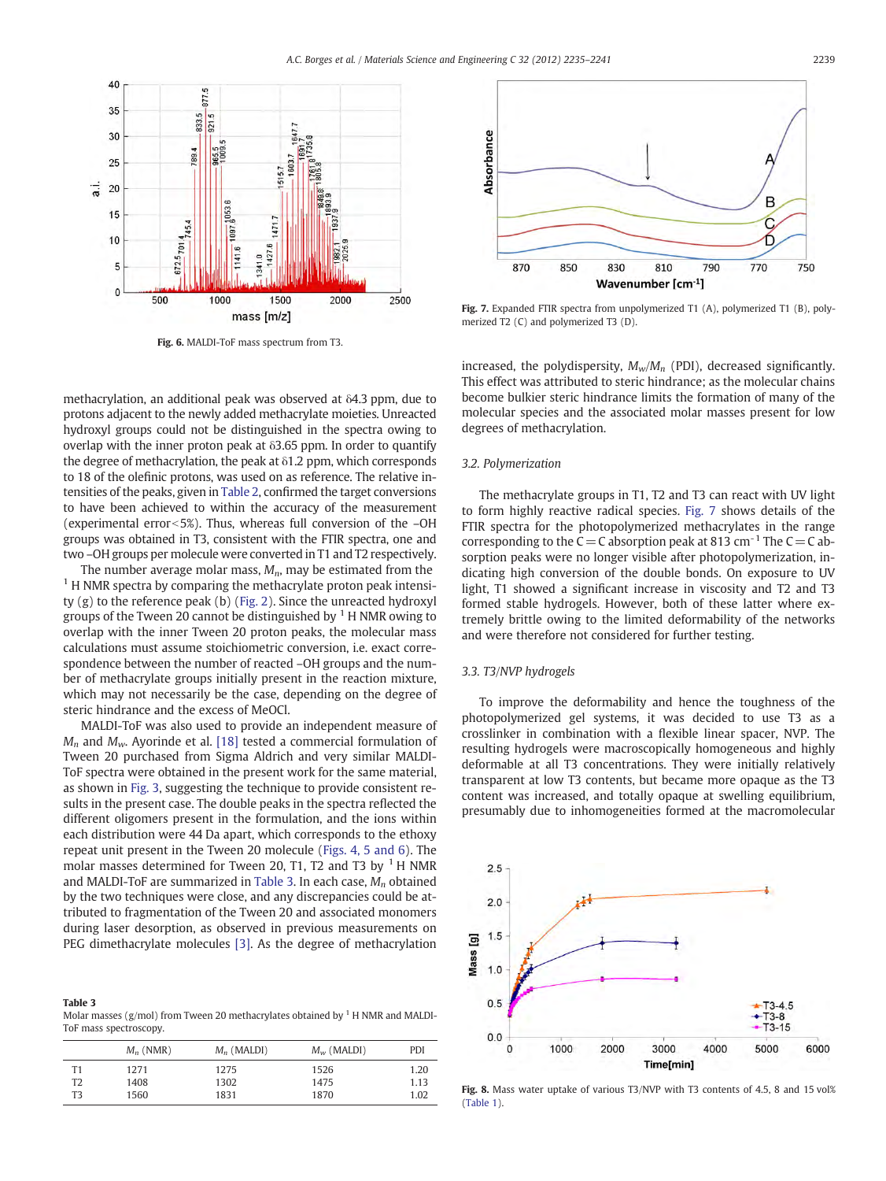methacrylation, an additional peak was observed at δ4.3 ppm, due to protons adjacent to the newly added methacrylate moieties. Unreacted hydroxyl groups could not be distinguished in the spectra owing to overlap with the inner proton peak at δ3.65 ppm. In order to quantify the degree of methacrylation, the peak at δ1.2 ppm, which corresponds to 18 of the olefinic protons, was used on as reference. The relative intensities of the peaks, given in Table 2, confirmed the target conversions to have been achieved to within the accuracy of the measurement (experimental error < 5%). Thus, whereas full conversion of the –OH groups was obtained in T3, consistent with the FTIR spectra, one and two –OH groups per molecule were converted in T1 and T2 respectively.

The number average molar mass, $M_n$, may be estimated from the [1]H NMR spectra by comparing the methacrylate proton peak intensity (g) to the reference peak (b) (Fig. 2). Since the unreacted hydroxyl groups of the Tween 20 cannot be distinguished by [1]H NMR owing to overlap with the inner Tween 20 proton peaks, the molecular mass calculations must assume stoichiometric conversion, i.e. exact correspondence between the number of reacted –OH groups and the number of methacrylate groups initially present in the reaction mixture, which may not necessarily be the case, depending on the degree of steric hindrance and the excess of MeOCl.

MALDI-ToF was also used to provide an independent measure of $M_n$ and $M_w$. Ayorinde et al. [18] tested a commercial formulation of Tween 20 purchased from Sigma Aldrich and very similar MALDI-ToF spectra were obtained in the present work for the same material, as shown in Fig. 3, suggesting the technique to provide consistent results in the present case. The double peaks in the spectra reflected the different oligomers present in the formulation, and the ions within each distribution were 44 Da apart, which corresponds to the ethoxy repeat unit present in the Tween 20 molecule (Figs. 4, 5 and 6). The molar masses determined for Tween 20, T1, T2 and T3 by [1]H NMR and MALDI-ToF are summarized in Table 3. In each case, $M_n$ obtained by the two techniques were close, and any discrepancies could be attributed to fragmentation of the Tween 20 and associated monomers during laser desorption, as observed in previous measurements on PEG dimethacrylate molecules [3]. As the degree of methacrylation

Fig. 6. MALDI-ToF mass spectrum from T3.

**Table 3**
Molar masses (g/mol) from Tween 20 methacrylates obtained by [1]H NMR and MALDI-ToF mass spectroscopy.

| | $M_n$ (NMR) | $M_n$ (MALDI) | $M_w$ (MALDI) | PDI |
|---|---|---|---|---|
| T1 | 1271 | 1275 | 1526 | 1.20 |
| T2 | 1408 | 1302 | 1475 | 1.13 |
| T3 | 1560 | 1831 | 1870 | 1.02 |

Fig. 7. Expanded FTIR spectra from unpolymerized T1 (A), polymerized T1 (B), polymerized T2 (C) and polymerized T3 (D).

increased, the polydispersity, $M_w/M_n$ (PDI), decreased significantly. This effect was attributed to steric hindrance; as the molecular chains become bulkier steric hindrance limits the formation of many of the molecular species and the associated molar masses present for low degrees of methacrylation.

### 3.2. Polymerization

The methacrylate groups in T1, T2 and T3 can react with UV light to form highly reactive radical species. Fig. 7 shows details of the FTIR spectra for the photopolymerized methacrylates in the range corresponding to the C=C absorption peak at 813 cm$^{-1}$ The C=C absorption peaks were no longer visible after photopolymerization, indicating high conversion of the double bonds. On exposure to UV light, T1 showed a significant increase in viscosity and T2 and T3 formed stable hydrogels. However, both of these latter where extremely brittle owing to the limited deformability of the networks and were therefore not considered for further testing.

### 3.3. T3/NVP hydrogels

To improve the deformability and hence the toughness of the photopolymerized gel systems, it was decided to use T3 as a crosslinker in combination with a flexible linear spacer, NVP. The resulting hydrogels were macroscopically homogeneous and highly deformable at all T3 concentrations. They were initially relatively transparent at low T3 contents, but became more opaque as the T3 content was increased, and totally opaque at swelling equilibrium, presumably due to inhomogeneities formed at the macromolecular

Fig. 8. Mass water uptake of various T3/NVP with T3 contents of 4.5, 8 and 15 vol% (Table 1).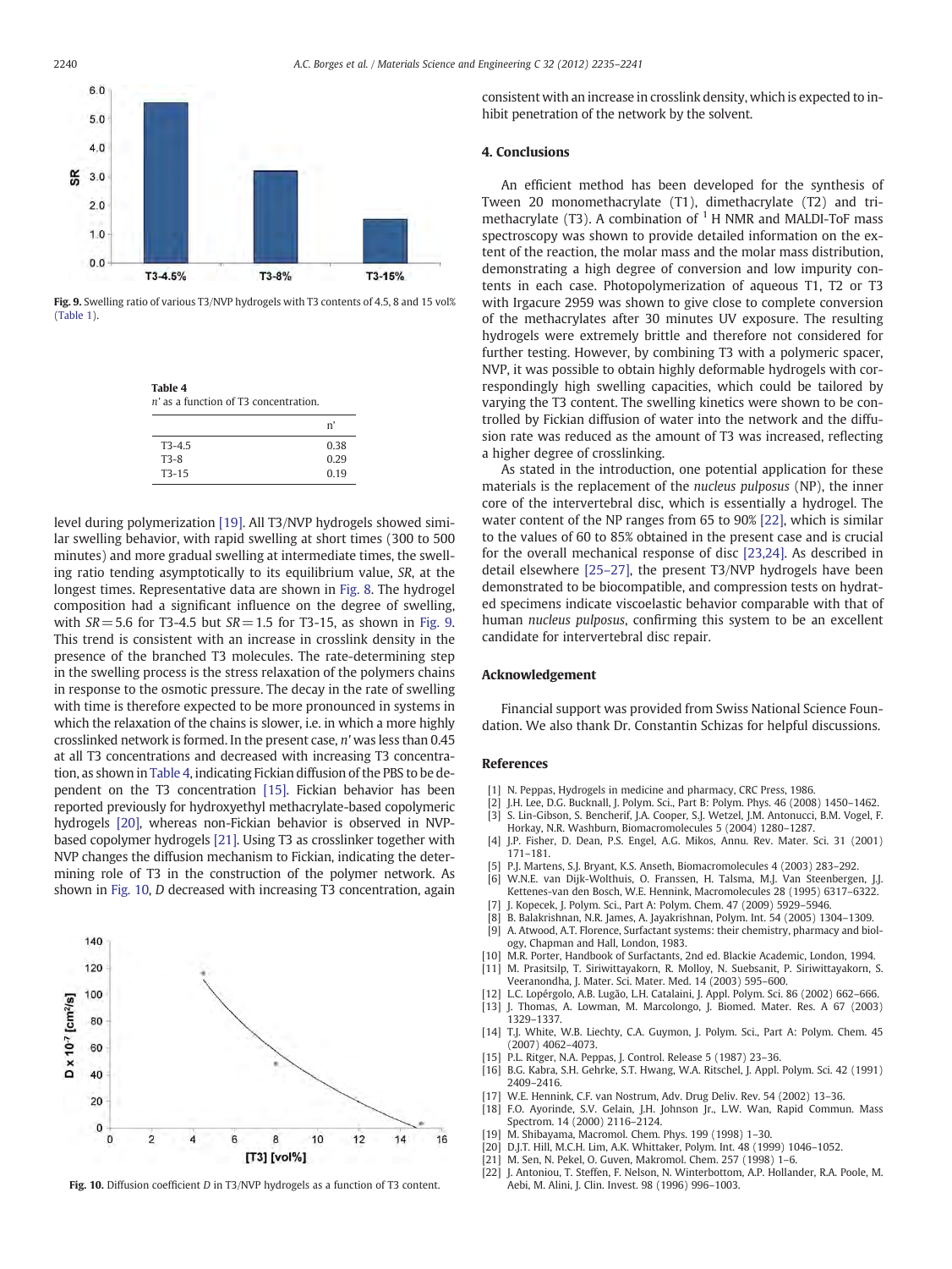Fig. 9. Swelling ratio of various T3/NVP hydrogels with T3 contents of 4.5, 8 and 15 vol% (Table 1).

**Table 4**
$n'$ as a function of T3 concentration.

| | $n'$ |
|---|---|
| T3-4.5 | 0.38 |
| T3-8 | 0.29 |
| T3-15 | 0.19 |

level during polymerization [19]. All T3/NVP hydrogels showed similar swelling behavior, with rapid swelling at short times (300 to 500 minutes) and more gradual swelling at intermediate times, the swelling ratio tending asymptotically to its equilibrium value, $SR$, at the longest times. Representative data are shown in Fig. 8. The hydrogel composition had a significant influence on the degree of swelling, with $SR = 5.6$ for T3-4.5 but $SR = 1.5$ for T3-15, as shown in Fig. 9. This trend is consistent with an increase in crosslink density in the presence of the branched T3 molecules. The rate-determining step in the swelling process is the stress relaxation of the polymers chains in response to the osmotic pressure. The decay in the rate of swelling with time is therefore expected to be more pronounced in systems in which the relaxation of the chains is slower, i.e. in which a more highly crosslinked network is formed. In the present case, $n'$ was less than 0.45 at all T3 concentrations and decreased with increasing T3 concentration, as shown in Table 4, indicating Fickian diffusion of the PBS to be dependent on the T3 concentration [15]. Fickian behavior has been reported previously for hydroxyethyl methacrylate-based copolymeric hydrogels [20], whereas non-Fickian behavior is observed in NVP-based copolymer hydrogels [21]. Using T3 as crosslinker together with NVP changes the diffusion mechanism to Fickian, indicating the determining role of T3 in the construction of the polymer network. As shown in Fig. 10, $D$ decreased with increasing T3 concentration, again consistent with an increase in crosslink density, which is expected to inhibit penetration of the network by the solvent.

Fig. 10. Diffusion coefficient $D$ in T3/NVP hydrogels as a function of T3 content.

## 4. Conclusions

An efficient method has been developed for the synthesis of Tween 20 monomethacrylate (T1), dimethacrylate (T2) and trimethacrylate (T3). A combination of $^{1}$H NMR and MALDI-ToF mass spectroscopy was shown to provide detailed information on the extent of the reaction, the molar mass and the molar mass distribution, demonstrating a high degree of conversion and low impurity contents in each case. Photopolymerization of aqueous T1, T2 or T3 with Irgacure 2959 was shown to give close to complete conversion of the methacrylates after 30 minutes UV exposure. The resulting hydrogels were extremely brittle and therefore not considered for further testing. However, by combining T3 with a polymeric spacer, NVP, it was possible to obtain highly deformable hydrogels with correspondingly high swelling capacities, which could be tailored by varying the T3 content. The swelling kinetics were shown to be controlled by Fickian diffusion of water into the network and the diffusion rate was reduced as the amount of T3 was increased, reflecting a higher degree of crosslinking.

As stated in the introduction, one potential application for these materials is the replacement of the *nucleus pulposus* (NP), the inner core of the intervertebral disc, which is essentially a hydrogel. The water content of the NP ranges from 65 to 90% [22], which is similar to the values of 60 to 85% obtained in the present case and is crucial for the overall mechanical response of disc [23,24]. As described in detail elsewhere [25–27], the present T3/NVP hydrogels have been demonstrated to be biocompatible, and compression tests on hydrated specimens indicate viscoelastic behavior comparable with that of human *nucleus pulposus*, confirming this system to be an excellent candidate for intervertebral disc repair.

## Acknowledgement

Financial support was provided from Swiss National Science Foundation. We also thank Dr. Constantin Schizas for helpful discussions.

## References

[1] N. Peppas, Hydrogels in medicine and pharmacy, CRC Press, 1986.
[2] J.H. Lee, D.G. Bucknall, J. Polym. Sci., Part B: Polym. Phys. 46 (2008) 1450–1462.
[3] S. Lin-Gibson, S. Bencherif, J.A. Cooper, S.J. Wetzel, J.M. Antonucci, B.M. Vogel, F. Horkay, N.R. Washburn, Biomacromolecules 5 (2004) 1280–1287.
[4] J.P. Fisher, D. Dean, P.S. Engel, A.G. Mikos, Annu. Rev. Mater. Sci. 31 (2001) 171–181.
[5] P.J. Martens, S.J. Bryant, K.S. Anseth, Biomacromolecules 4 (2003) 283–292.
[6] W.N.E. van Dijk-Wolthuis, O. Franssen, H. Talsma, M.J. Van Steenbergen, J.J. Kettenes-van den Bosch, W.E. Hennink, Macromolecules 28 (1995) 6317–6322.
[7] J. Kopecek, J. Polym. Sci., Part A: Polym. Chem. 47 (2009) 5929–5946.
[8] B. Balakrishnan, N.R. James, A. Jayakrishnan, Polym. Int. 54 (2005) 1304–1309.
[9] A. Atwood, A.T. Florence, Surfactant systems: their chemistry, pharmacy and biology, Chapman and Hall, London, 1983.
[10] M.R. Porter, Handbook of Surfactants, 2nd ed. Blackie Academic, London, 1994.
[11] M. Prasitsilp, T. Siriwittayakorn, R. Molloy, N. Suebsanit, P. Siriwittayakorn, S. Veeranondha, J. Mater. Sci. Mater. Med. 14 (2003) 595–600.
[12] L.C. Lopérgolo, A.B. Lugão, L.H. Catalaini, J. Appl. Polym. Sci. 86 (2002) 662–666.
[13] J. Thomas, A. Lowman, M. Marcolongo, J. Biomed. Mater. Res. A 67 (2003) 1329–1337.
[14] T.J. White, W.B. Liechty, C.A. Guymon, J. Polym. Sci., Part A: Polym. Chem. 45 (2007) 4062–4073.
[15] P.L. Ritger, N.A. Peppas, J. Control. Release 5 (1987) 23–36.
[16] B.G. Kabra, S.H. Gehrke, S.T. Hwang, W.A. Ritschel, J. Appl. Polym. Sci. 42 (1991) 2409–2416.
[17] W.E. Hennink, C.F. van Nostrum, Adv. Drug Deliv. Rev. 54 (2002) 13–36.
[18] F.O. Ayorinde, S.V. Gelain, J.H. Johnson Jr., L.W. Wan, Rapid Commun. Mass Spectrom. 14 (2000) 2116–2124.
[19] M. Shibayama, Macromol. Chem. Phys. 199 (1998) 1–30.
[20] D.J.T. Hill, M.C.H. Lim, A.K. Whittaker, Polym. Int. 48 (1999) 1046–1052.
[21] M. Sen, N. Pekel, O. Guven, Makromol. Chem. 257 (1998) 1–6.
[22] J. Antoniou, T. Steffen, F. Nelson, N. Winterbottom, A.P. Hollander, R.A. Poole, M. Aebi, M. Alini, J. Clin. Invest. 98 (1996) 996–1003.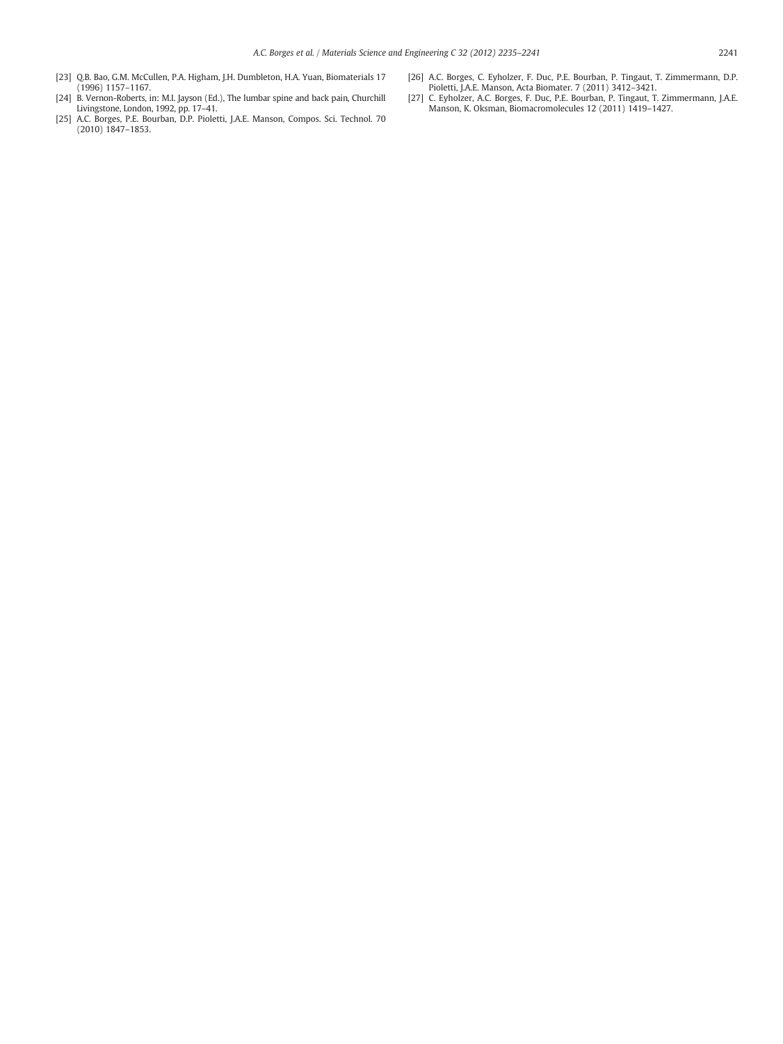[23] Q.B. Bao, G.M. McCullen, P.A. Higham, J.H. Dumbleton, H.A. Yuan, Biomaterials 17 (1996) 1157–1167.

[24] B. Vernon-Roberts, in: M.I. Jayson (Ed.), The lumbar spine and back pain, Churchill Livingstone, London, 1992, pp. 17–41.

[25] A.C. Borges, P.E. Bourban, D.P. Pioletti, J.A.E. Manson, Compos. Sci. Technol. 70 (2010) 1847–1853.

[26] A.C. Borges, C. Eyholzer, F. Duc, P.E. Bourban, P. Tingaut, T. Zimmermann, D.P. Pioletti, J.A.E. Manson, Acta Biomater. 7 (2011) 3412–3421.

[27] C. Eyholzer, A.C. Borges, F. Duc, P.E. Bourban, P. Tingaut, T. Zimmermann, J.A.E. Manson, K. Oksman, Biomacromolecules 12 (2011) 1419–1427.